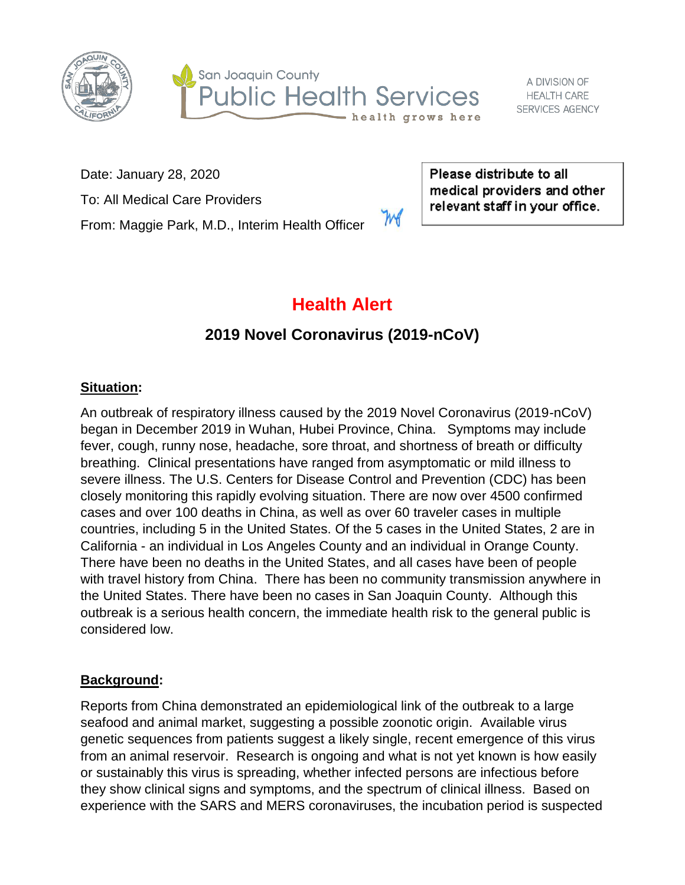San Joaquin County
Public Health Services
health grows here

A DIVISION OF HEALTH CARE SERVICES AGENCY

Date: January 28, 2020

To: All Medical Care Providers

From: Maggie Park, M.D., Interim Health Officer

**Please distribute to all medical providers and other relevant staff in your office.**

# Health Alert

## 2019 Novel Coronavirus (2019-nCoV)

### Situation:

An outbreak of respiratory illness caused by the 2019 Novel Coronavirus (2019-nCoV) began in December 2019 in Wuhan, Hubei Province, China. Symptoms may include fever, cough, runny nose, headache, sore throat, and shortness of breath or difficulty breathing. Clinical presentations have ranged from asymptomatic or mild illness to severe illness. The U.S. Centers for Disease Control and Prevention (CDC) has been closely monitoring this rapidly evolving situation. There are now over 4500 confirmed cases and over 100 deaths in China, as well as over 60 traveler cases in multiple countries, including 5 in the United States. Of the 5 cases in the United States, 2 are in California - an individual in Los Angeles County and an individual in Orange County. There have been no deaths in the United States, and all cases have been of people with travel history from China. There has been no community transmission anywhere in the United States. There have been no cases in San Joaquin County. Although this outbreak is a serious health concern, the immediate health risk to the general public is considered low.

### Background:

Reports from China demonstrated an epidemiological link of the outbreak to a large seafood and animal market, suggesting a possible zoonotic origin. Available virus genetic sequences from patients suggest a likely single, recent emergence of this virus from an animal reservoir. Research is ongoing and what is not yet known is how easily or sustainably this virus is spreading, whether infected persons are infectious before they show clinical signs and symptoms, and the spectrum of clinical illness. Based on experience with the SARS and MERS coronaviruses, the incubation period is suspected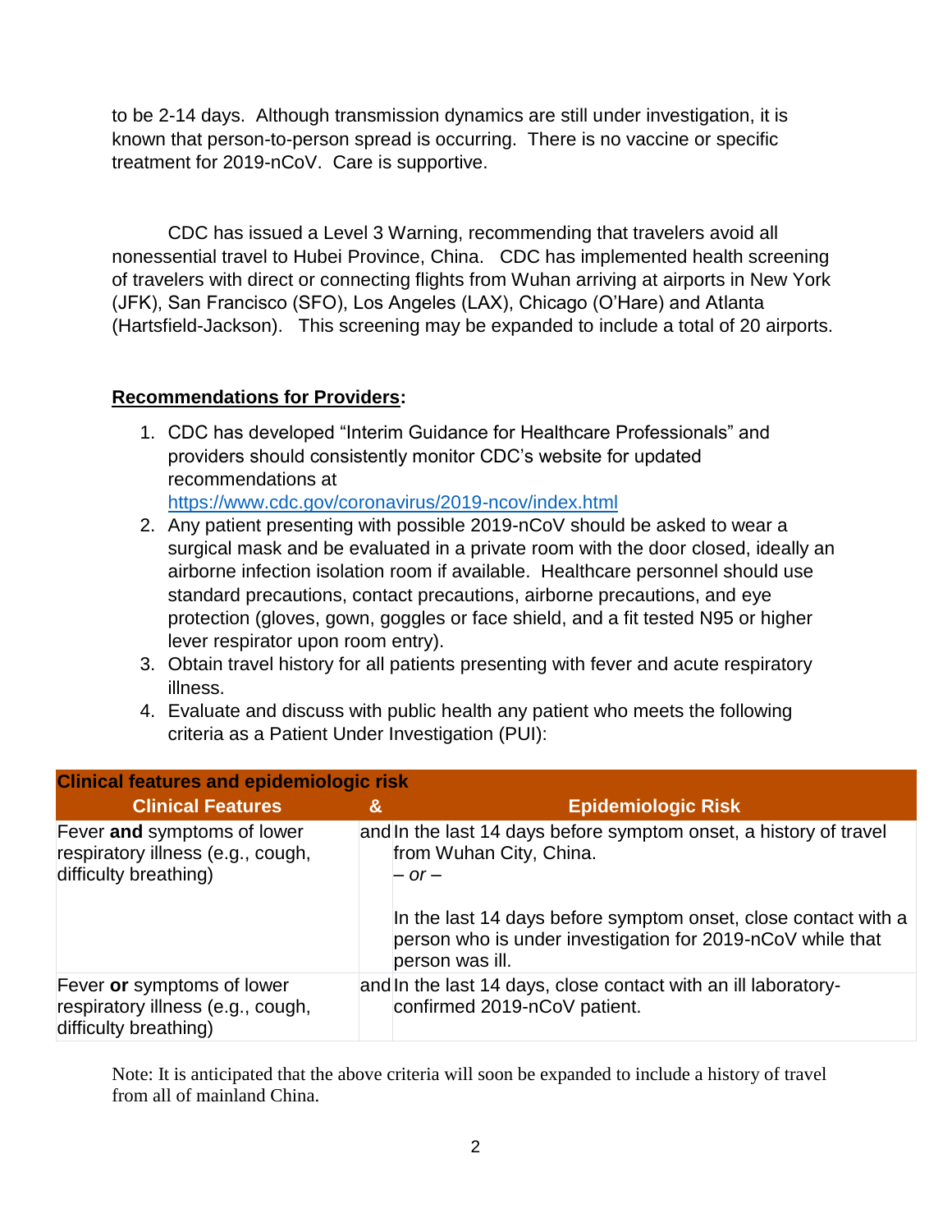to be 2-14 days. Although transmission dynamics are still under investigation, it is known that person-to-person spread is occurring. There is no vaccine or specific treatment for 2019-nCoV. Care is supportive.

CDC has issued a Level 3 Warning, recommending that travelers avoid all nonessential travel to Hubei Province, China. CDC has implemented health screening of travelers with direct or connecting flights from Wuhan arriving at airports in New York (JFK), San Francisco (SFO), Los Angeles (LAX), Chicago (O'Hare) and Atlanta (Hartsfield-Jackson). This screening may be expanded to include a total of 20 airports.

**Recommendations for Providers:**

1. CDC has developed "Interim Guidance for Healthcare Professionals" and providers should consistently monitor CDC's website for updated recommendations at https://www.cdc.gov/coronavirus/2019-ncov/index.html
2. Any patient presenting with possible 2019-nCoV should be asked to wear a surgical mask and be evaluated in a private room with the door closed, ideally an airborne infection isolation room if available. Healthcare personnel should use standard precautions, contact precautions, airborne precautions, and eye protection (gloves, gown, goggles or face shield, and a fit tested N95 or higher lever respirator upon room entry).
3. Obtain travel history for all patients presenting with fever and acute respiratory illness.
4. Evaluate and discuss with public health any patient who meets the following criteria as a Patient Under Investigation (PUI):

| **Clinical features and epidemiologic risk** | | |
|---|---|---|
| **Clinical Features** | **&** | **Epidemiologic Risk** |
| Fever **and** symptoms of lower respiratory illness (e.g., cough, difficulty breathing) | and | In the last 14 days before symptom onset, a history of travel from Wuhan City, China. *– or –* In the last 14 days before symptom onset, close contact with a person who is under investigation for 2019-nCoV while that person was ill. |
| Fever **or** symptoms of lower respiratory illness (e.g., cough, difficulty breathing) | and | In the last 14 days, close contact with an ill laboratory-confirmed 2019-nCoV patient. |

Note: It is anticipated that the above criteria will soon be expanded to include a history of travel from all of mainland China.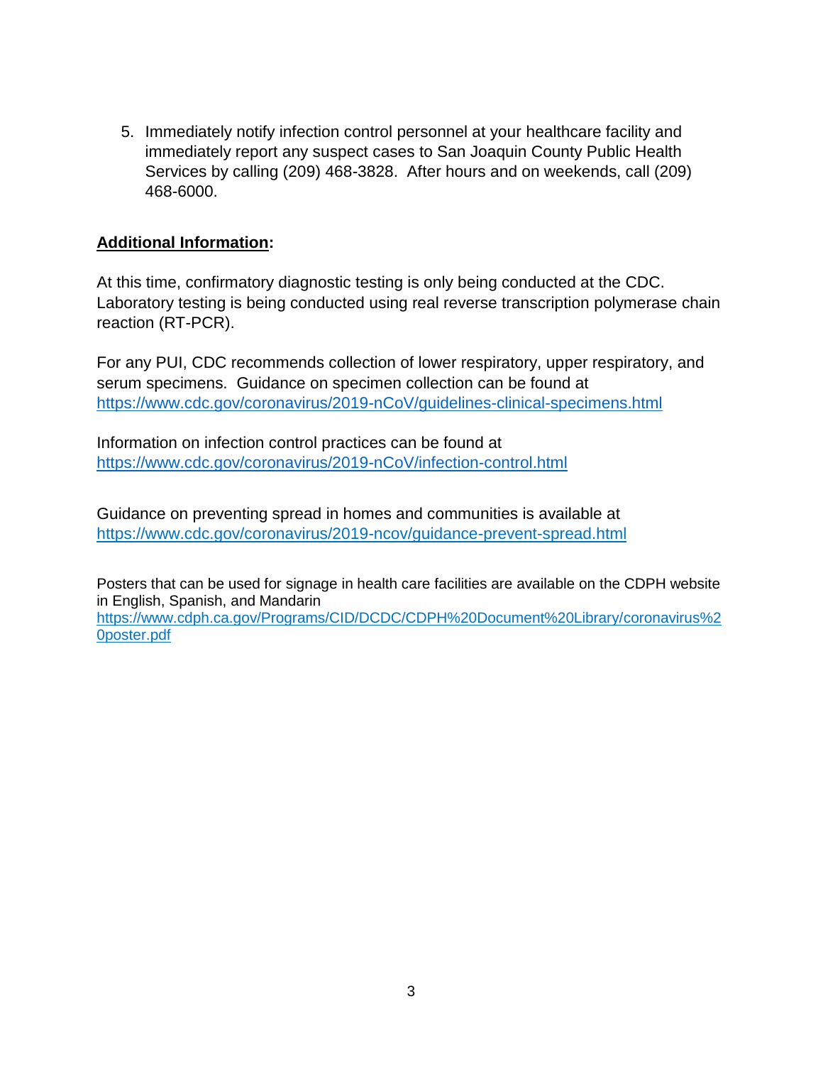5. Immediately notify infection control personnel at your healthcare facility and immediately report any suspect cases to San Joaquin County Public Health Services by calling (209) 468-3828. After hours and on weekends, call (209) 468-6000.

**Additional Information:**

At this time, confirmatory diagnostic testing is only being conducted at the CDC. Laboratory testing is being conducted using real reverse transcription polymerase chain reaction (RT-PCR).

For any PUI, CDC recommends collection of lower respiratory, upper respiratory, and serum specimens. Guidance on specimen collection can be found at https://www.cdc.gov/coronavirus/2019-nCoV/guidelines-clinical-specimens.html

Information on infection control practices can be found at https://www.cdc.gov/coronavirus/2019-nCoV/infection-control.html

Guidance on preventing spread in homes and communities is available at https://www.cdc.gov/coronavirus/2019-ncov/guidance-prevent-spread.html

Posters that can be used for signage in health care facilities are available on the CDPH website in English, Spanish, and Mandarin https://www.cdph.ca.gov/Programs/CID/DCDC/CDPH%20Document%20Library/coronavirus%20poster.pdf